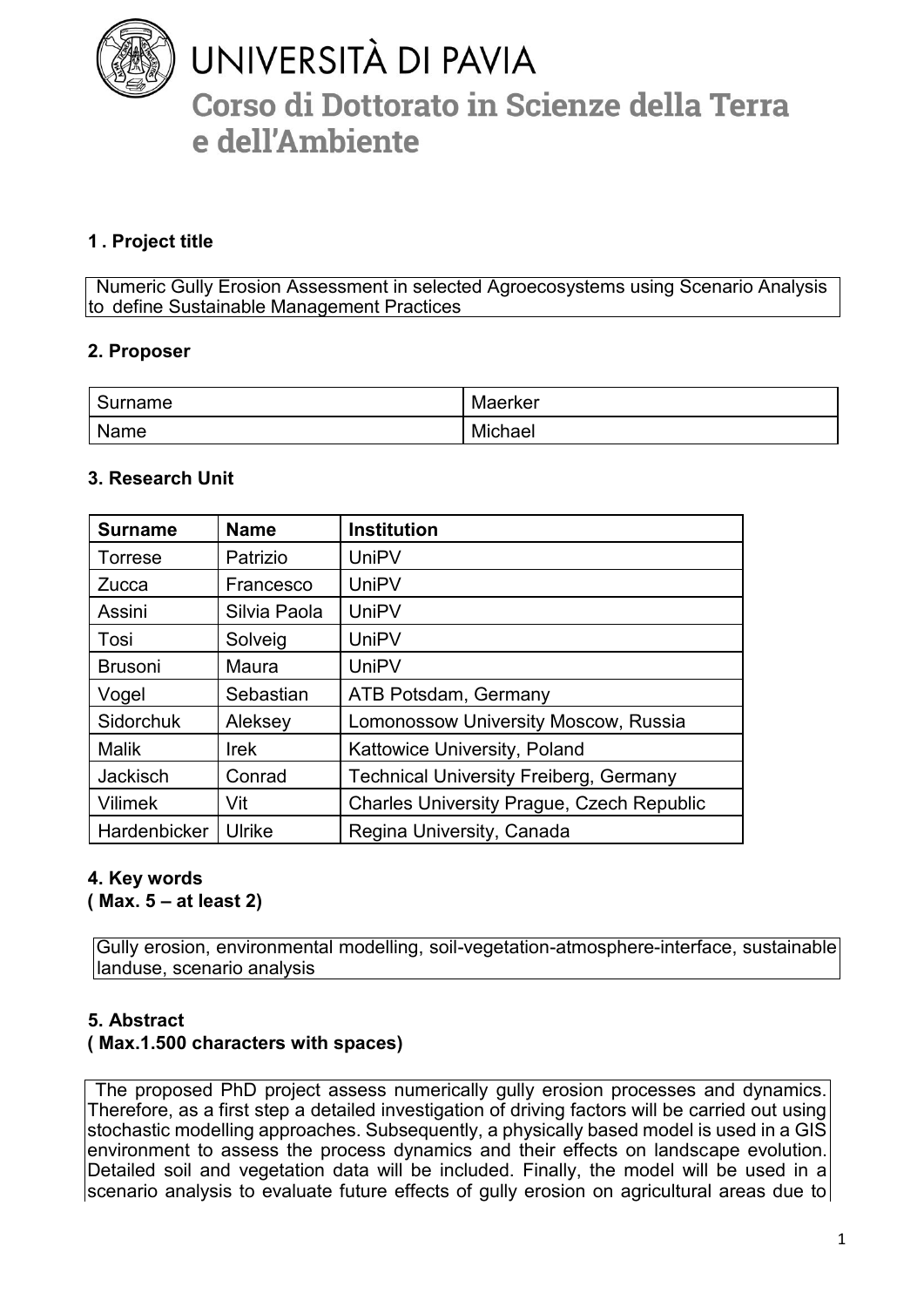# UNIVERSITÀ DI PAVIA

## Corso di Dottorato in Scienze della Terra e dell'Ambiente

### 1 . Project title

Numeric Gully Erosion Assessment in selected Agroecosystems using Scenario Analysis to define Sustainable Management Practices

### 2. Proposer

| Surname | Maerker |
|---|---|
| Name | Michael |

### 3. Research Unit

| Surname | Name | Institution |
|---|---|---|
| Torrese | Patrizio | UniPV |
| Zucca | Francesco | UniPV |
| Assini | Silvia Paola | UniPV |
| Tosi | Solveig | UniPV |
| Brusoni | Maura | UniPV |
| Vogel | Sebastian | ATB Potsdam, Germany |
| Sidorchuk | Aleksey | Lomonossow University Moscow, Russia |
| Malik | Irek | Kattowice University, Poland |
| Jackisch | Conrad | Technical University Freiberg, Germany |
| Vilimek | Vit | Charles University Prague, Czech Republic |
| Hardenbicker | Ulrike | Regina University, Canada |

### 4. Key words
**( Max. 5 – at least 2)**

Gully erosion, environmental modelling, soil-vegetation-atmosphere-interface, sustainable landuse, scenario analysis

### 5. Abstract
**( Max.1.500 characters with spaces)**

The proposed PhD project assess numerically gully erosion processes and dynamics. Therefore, as a first step a detailed investigation of driving factors will be carried out using stochastic modelling approaches. Subsequently, a physically based model is used in a GIS environment to assess the process dynamics and their effects on landscape evolution. Detailed soil and vegetation data will be included. Finally, the model will be used in a scenario analysis to evaluate future effects of gully erosion on agricultural areas due to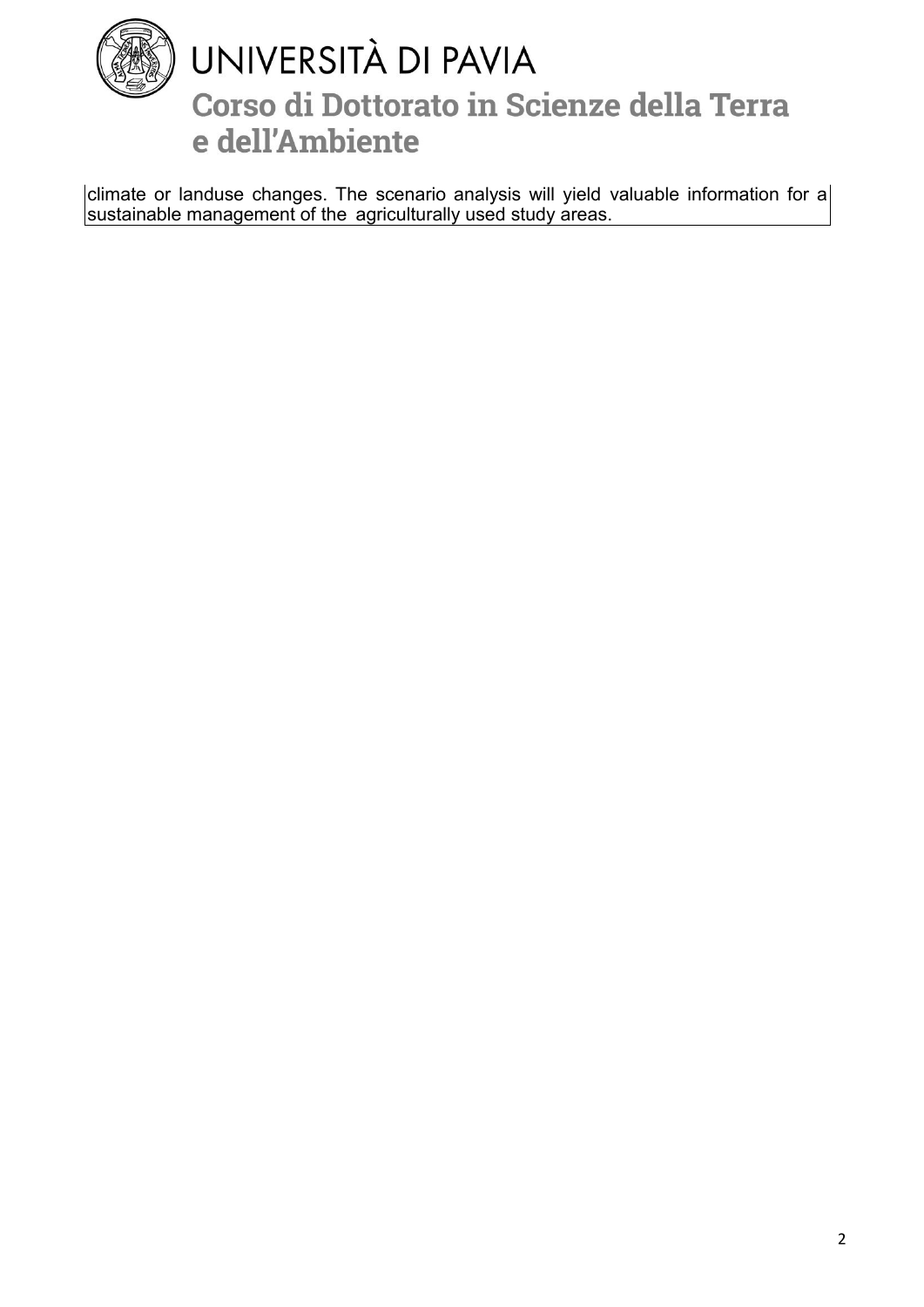climate or landuse changes. The scenario analysis will yield valuable information for a sustainable management of the agriculturally used study areas.